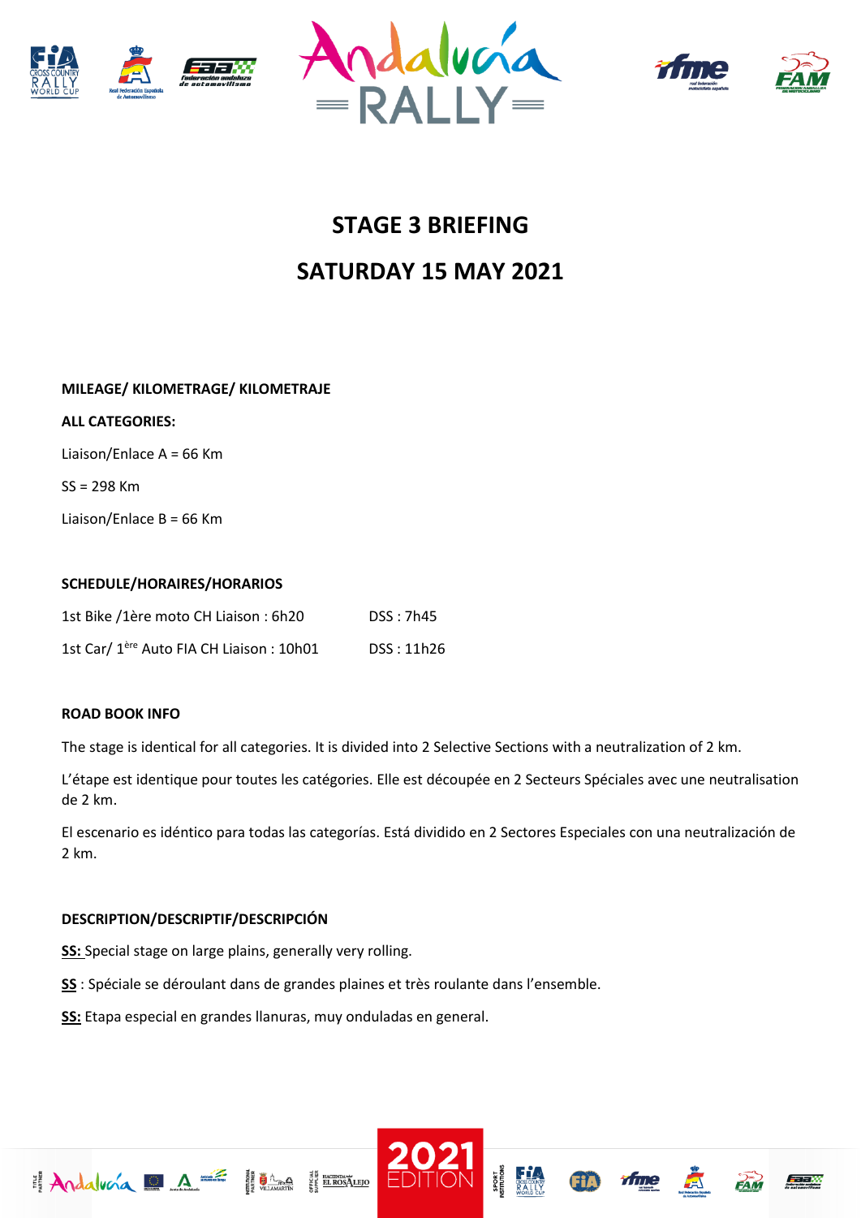# STAGE 3 BRIEFING

# SATURDAY 15 MAY 2021

**MILEAGE/ KILOMETRAGE/ KILOMETRAJE**

**ALL CATEGORIES:**

Liaison/Enlace A = 66 Km

SS = 298 Km

Liaison/Enlace B = 66 Km

**SCHEDULE/HORAIRES/HORARIOS**

| | |
|---|---|
| 1st Bike /1ère moto CH Liaison : 6h20 | DSS : 7h45 |
| 1st Car/ 1ère Auto FIA CH Liaison : 10h01 | DSS : 11h26 |

**ROAD BOOK INFO**

The stage is identical for all categories. It is divided into 2 Selective Sections with a neutralization of 2 km.

L'étape est identique pour toutes les catégories. Elle est découpée en 2 Secteurs Spéciales avec une neutralisation de 2 km.

El escenario es idéntico para todas las categorías. Está dividido en 2 Sectores Especiales con una neutralización de 2 km.

**DESCRIPTION/DESCRIPTIF/DESCRIPCIÓN**

**SS:** Special stage on large plains, generally very rolling.

**SS** : Spéciale se déroulant dans de grandes plaines et très roulante dans l'ensemble.

**SS:** Etapa especial en grandes llanuras, muy onduladas en general.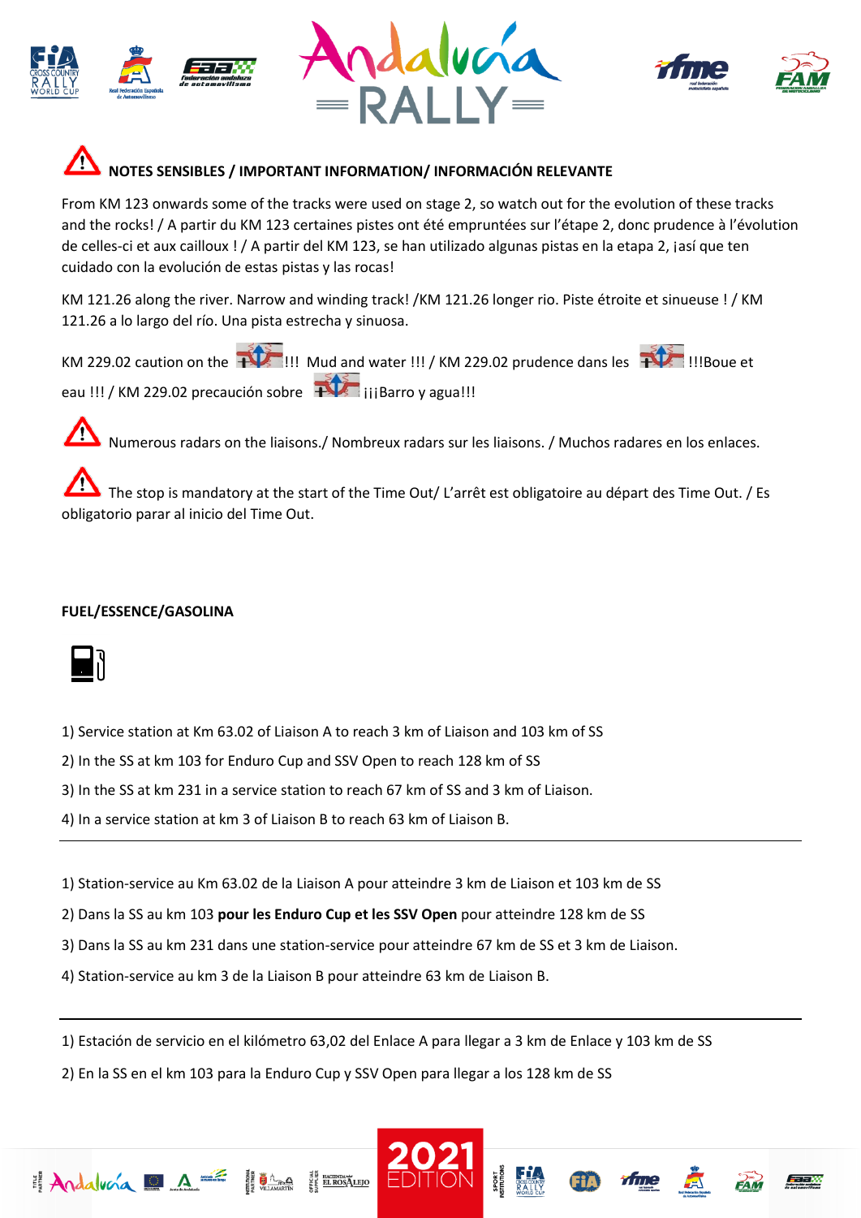## NOTES SENSIBLES / IMPORTANT INFORMATION/ INFORMACIÓN RELEVANTE

From KM 123 onwards some of the tracks were used on stage 2, so watch out for the evolution of these tracks and the rocks! / A partir du KM 123 certaines pistes ont été empruntées sur l'étape 2, donc prudence à l'évolution de celles-ci et aux cailloux ! / A partir del KM 123, se han utilizado algunas pistas en la etapa 2, ¡así que ten cuidado con la evolución de estas pistas y las rocas!

KM 121.26 along the river. Narrow and winding track! /KM 121.26 longer rio. Piste étroite et sinueuse ! / KM 121.26 a lo largo del río. Una pista estrecha y sinuosa.

KM 229.02 caution on the !!! Mud and water !!! / KM 229.02 prudence dans les !!!Boue et eau !!! / KM 229.02 precaución sobre ¡¡¡Barro y agua!!!

Numerous radars on the liaisons./ Nombreux radars sur les liaisons. / Muchos radares en los enlaces.

The stop is mandatory at the start of the Time Out/ L'arrêt est obligatoire au départ des Time Out. / Es obligatorio parar al inicio del Time Out.

**FUEL/ESSENCE/GASOLINA**

1) Service station at Km 63.02 of Liaison A to reach 3 km of Liaison and 103 km of SS
2) In the SS at km 103 for Enduro Cup and SSV Open to reach 128 km of SS
3) In the SS at km 231 in a service station to reach 67 km of SS and 3 km of Liaison.
4) In a service station at km 3 of Liaison B to reach 63 km of Liaison B.

---

1) Station-service au Km 63.02 de la Liaison A pour atteindre 3 km de Liaison et 103 km de SS
2) Dans la SS au km 103 **pour les Enduro Cup et les SSV Open** pour atteindre 128 km de SS
3) Dans la SS au km 231 dans une station-service pour atteindre 67 km de SS et 3 km de Liaison.
4) Station-service au km 3 de la Liaison B pour atteindre 63 km de Liaison B.

---

1) Estación de servicio en el kilómetro 63,02 del Enlace A para llegar a 3 km de Enlace y 103 km de SS
2) En la SS en el km 103 para la Enduro Cup y SSV Open para llegar a los 128 km de SS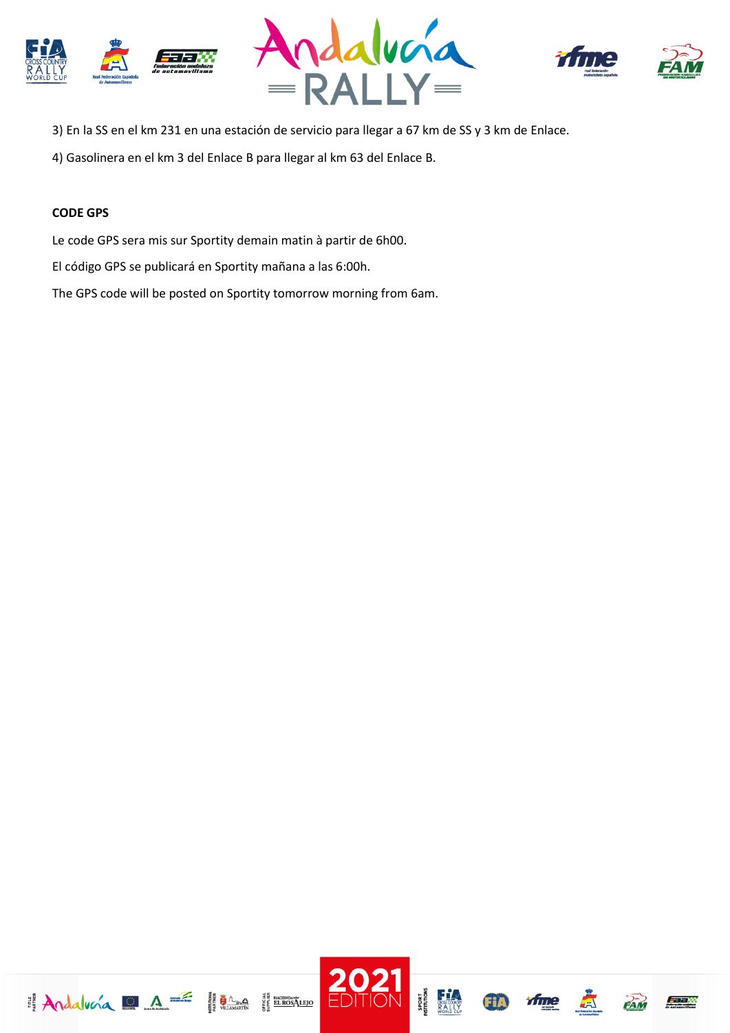3) En la SS en el km 231 en una estación de servicio para llegar a 67 km de SS y 3 km de Enlace.

4) Gasolinera en el km 3 del Enlace B para llegar al km 63 del Enlace B.

**CODE GPS**

Le code GPS sera mis sur Sportity demain matin à partir de 6h00.

El código GPS se publicará en Sportity mañana a las 6:00h.

The GPS code will be posted on Sportity tomorrow morning from 6am.